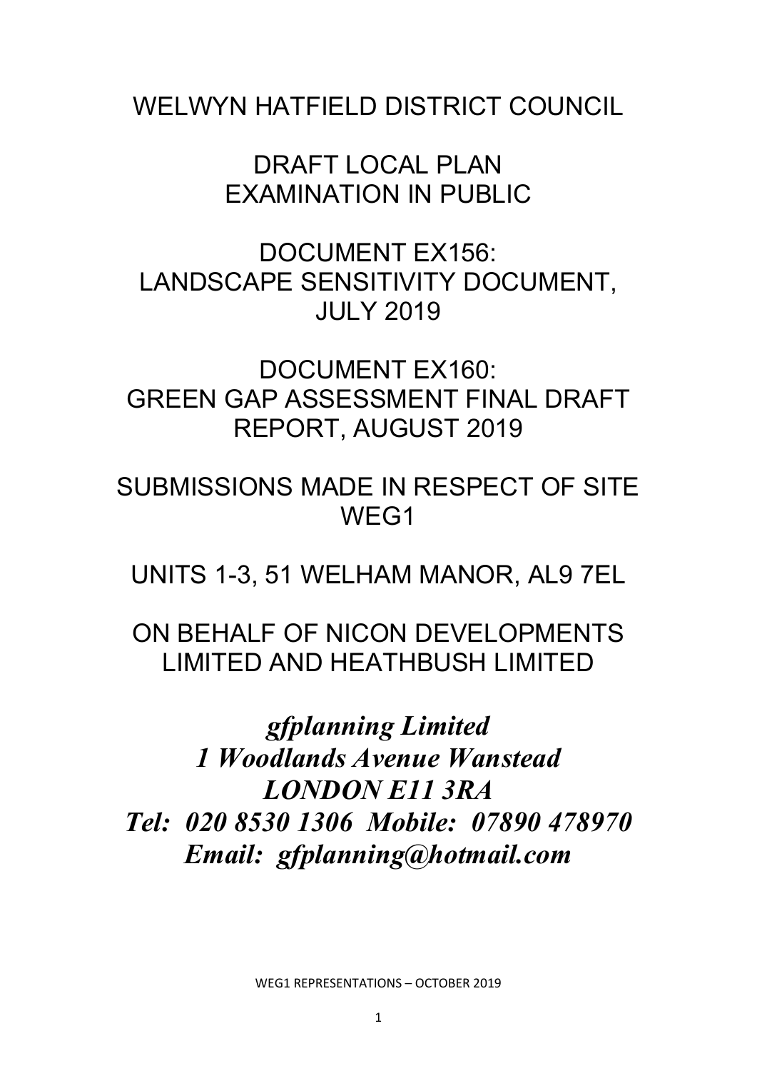# WELWYN HATFIELD DISTRICT COUNCIL

## DRAFT LOCAL PLAN
## EXAMINATION IN PUBLIC

## DOCUMENT EX156:
## LANDSCAPE SENSITIVITY DOCUMENT, JULY 2019

## DOCUMENT EX160:
## GREEN GAP ASSESSMENT FINAL DRAFT REPORT, AUGUST 2019

## SUBMISSIONS MADE IN RESPECT OF SITE WEG1

## UNITS 1-3, 51 WELHAM MANOR, AL9 7EL

## ON BEHALF OF NICON DEVELOPMENTS LIMITED AND HEATHBUSH LIMITED

***gfplanning Limited***
***1 Woodlands Avenue Wanstead***
***LONDON E11 3RA***
***Tel: 020 8530 1306 Mobile: 07890 478970***
***Email: gfplanning@hotmail.com***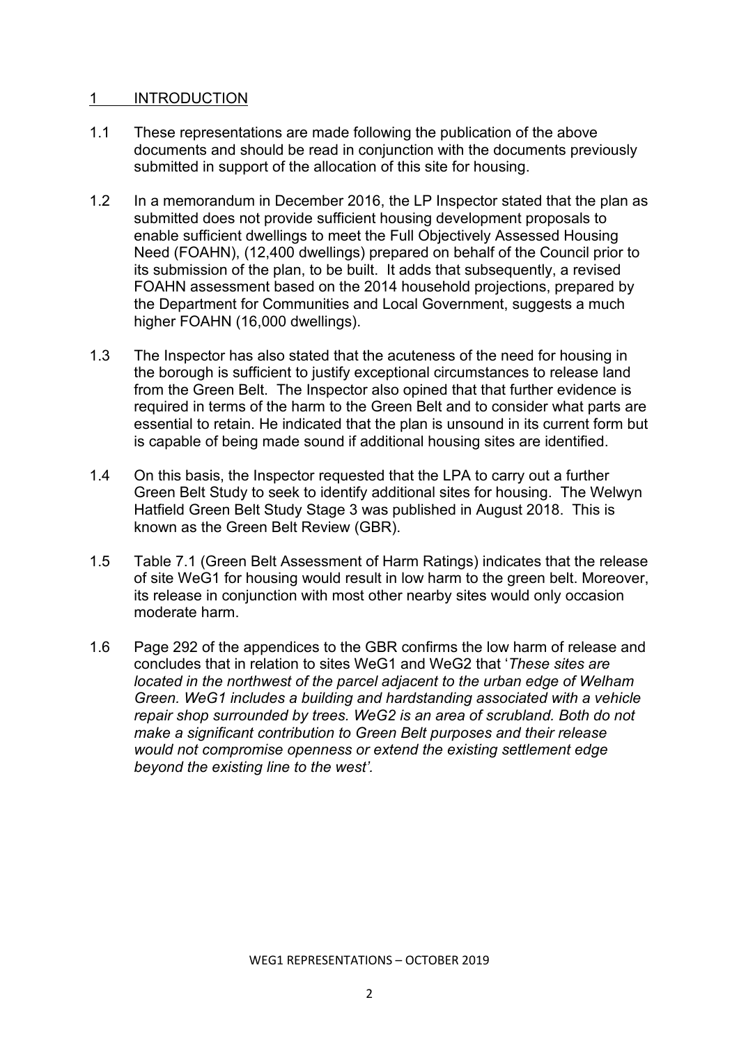## 1 INTRODUCTION

1.1 These representations are made following the publication of the above documents and should be read in conjunction with the documents previously submitted in support of the allocation of this site for housing.

1.2 In a memorandum in December 2016, the LP Inspector stated that the plan as submitted does not provide sufficient housing development proposals to enable sufficient dwellings to meet the Full Objectively Assessed Housing Need (FOAHN), (12,400 dwellings) prepared on behalf of the Council prior to its submission of the plan, to be built. It adds that subsequently, a revised FOAHN assessment based on the 2014 household projections, prepared by the Department for Communities and Local Government, suggests a much higher FOAHN (16,000 dwellings).

1.3 The Inspector has also stated that the acuteness of the need for housing in the borough is sufficient to justify exceptional circumstances to release land from the Green Belt. The Inspector also opined that that further evidence is required in terms of the harm to the Green Belt and to consider what parts are essential to retain. He indicated that the plan is unsound in its current form but is capable of being made sound if additional housing sites are identified.

1.4 On this basis, the Inspector requested that the LPA to carry out a further Green Belt Study to seek to identify additional sites for housing. The Welwyn Hatfield Green Belt Study Stage 3 was published in August 2018. This is known as the Green Belt Review (GBR).

1.5 Table 7.1 (Green Belt Assessment of Harm Ratings) indicates that the release of site WeG1 for housing would result in low harm to the green belt. Moreover, its release in conjunction with most other nearby sites would only occasion moderate harm.

1.6 Page 292 of the appendices to the GBR confirms the low harm of release and concludes that in relation to sites WeG1 and WeG2 that '*These sites are located in the northwest of the parcel adjacent to the urban edge of Welham Green. WeG1 includes a building and hardstanding associated with a vehicle repair shop surrounded by trees. WeG2 is an area of scrubland. Both do not make a significant contribution to Green Belt purposes and their release would not compromise openness or extend the existing settlement edge beyond the existing line to the west'.*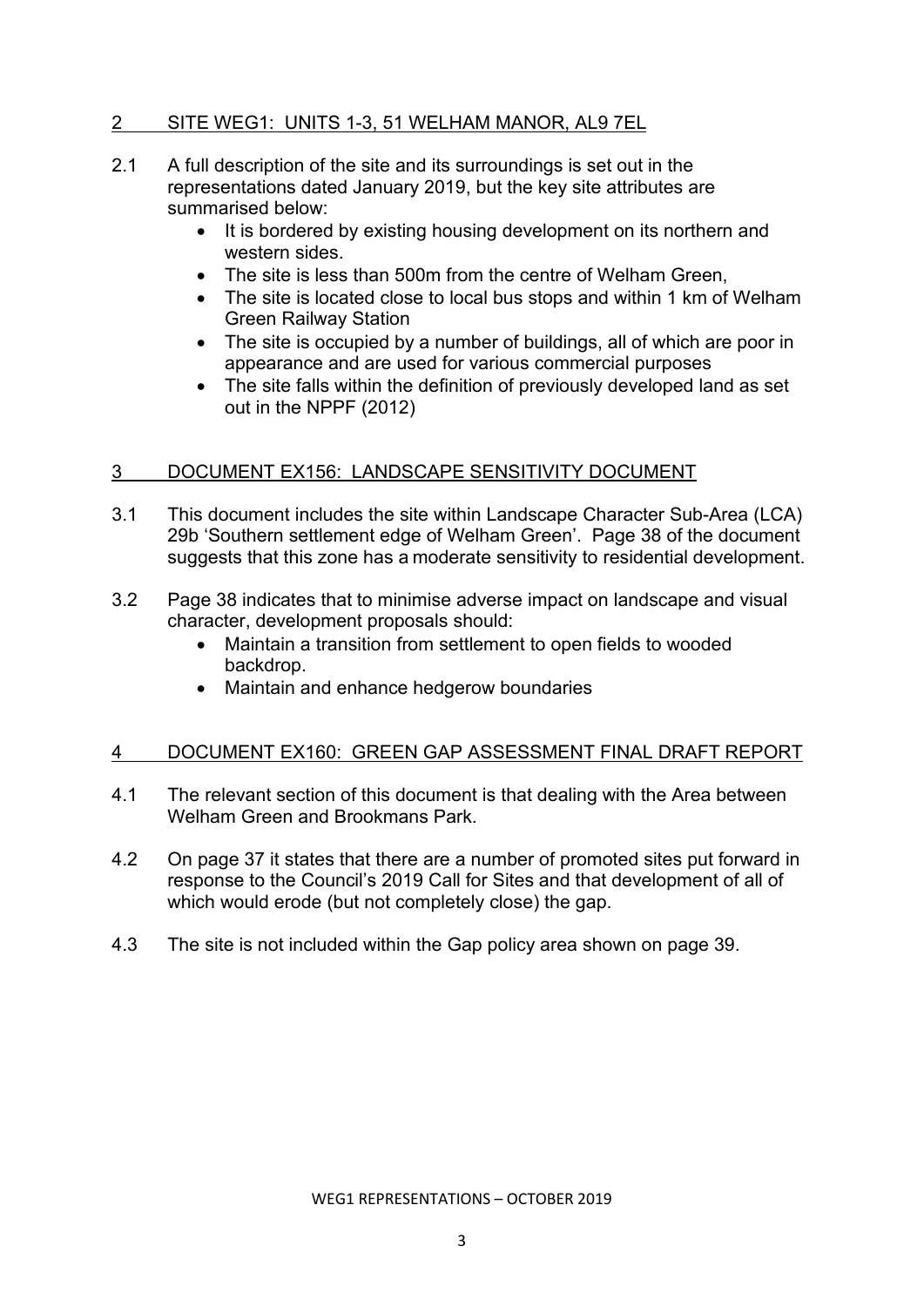## 2 SITE WEG1: UNITS 1-3, 51 WELHAM MANOR, AL9 7EL

2.1 A full description of the site and its surroundings is set out in the representations dated January 2019, but the key site attributes are summarised below:

- It is bordered by existing housing development on its northern and western sides.
- The site is less than 500m from the centre of Welham Green,
- The site is located close to local bus stops and within 1 km of Welham Green Railway Station
- The site is occupied by a number of buildings, all of which are poor in appearance and are used for various commercial purposes
- The site falls within the definition of previously developed land as set out in the NPPF (2012)

## 3 DOCUMENT EX156: LANDSCAPE SENSITIVITY DOCUMENT

3.1 This document includes the site within Landscape Character Sub-Area (LCA) 29b 'Southern settlement edge of Welham Green'. Page 38 of the document suggests that this zone has a moderate sensitivity to residential development.

3.2 Page 38 indicates that to minimise adverse impact on landscape and visual character, development proposals should:

- Maintain a transition from settlement to open fields to wooded backdrop.
- Maintain and enhance hedgerow boundaries

## 4 DOCUMENT EX160: GREEN GAP ASSESSMENT FINAL DRAFT REPORT

4.1 The relevant section of this document is that dealing with the Area between Welham Green and Brookmans Park.

4.2 On page 37 it states that there are a number of promoted sites put forward in response to the Council's 2019 Call for Sites and that development of all of which would erode (but not completely close) the gap.

4.3 The site is not included within the Gap policy area shown on page 39.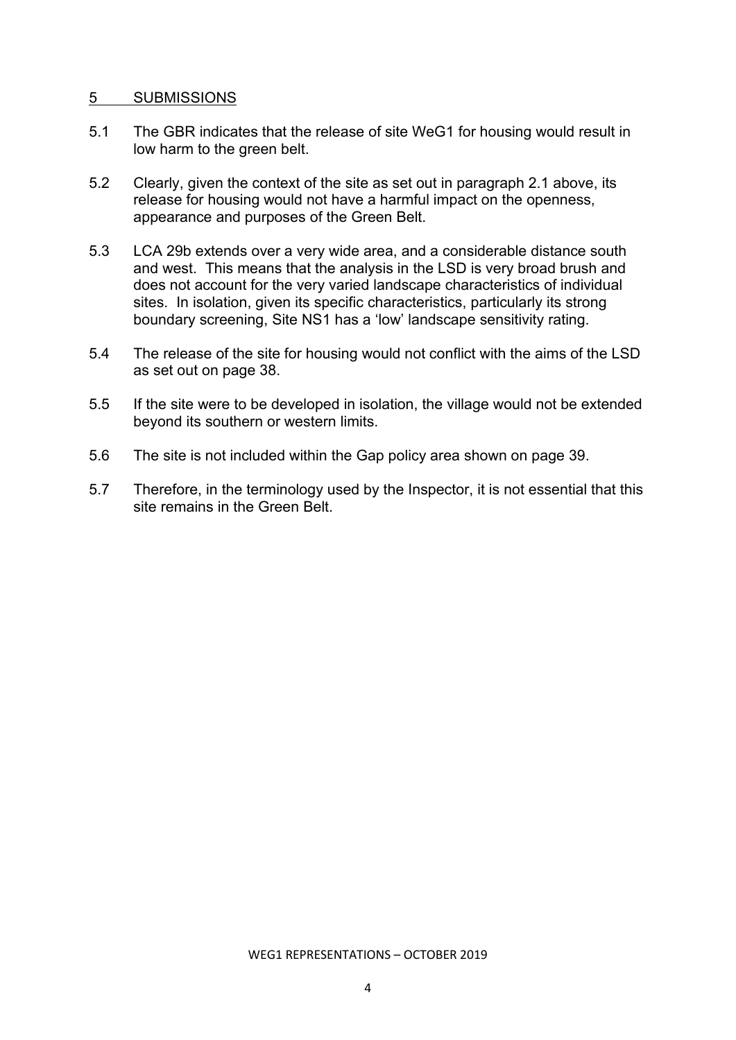## 5 SUBMISSIONS

5.1 The GBR indicates that the release of site WeG1 for housing would result in low harm to the green belt.

5.2 Clearly, given the context of the site as set out in paragraph 2.1 above, its release for housing would not have a harmful impact on the openness, appearance and purposes of the Green Belt.

5.3 LCA 29b extends over a very wide area, and a considerable distance south and west. This means that the analysis in the LSD is very broad brush and does not account for the very varied landscape characteristics of individual sites. In isolation, given its specific characteristics, particularly its strong boundary screening, Site NS1 has a 'low' landscape sensitivity rating.

5.4 The release of the site for housing would not conflict with the aims of the LSD as set out on page 38.

5.5 If the site were to be developed in isolation, the village would not be extended beyond its southern or western limits.

5.6 The site is not included within the Gap policy area shown on page 39.

5.7 Therefore, in the terminology used by the Inspector, it is not essential that this site remains in the Green Belt.